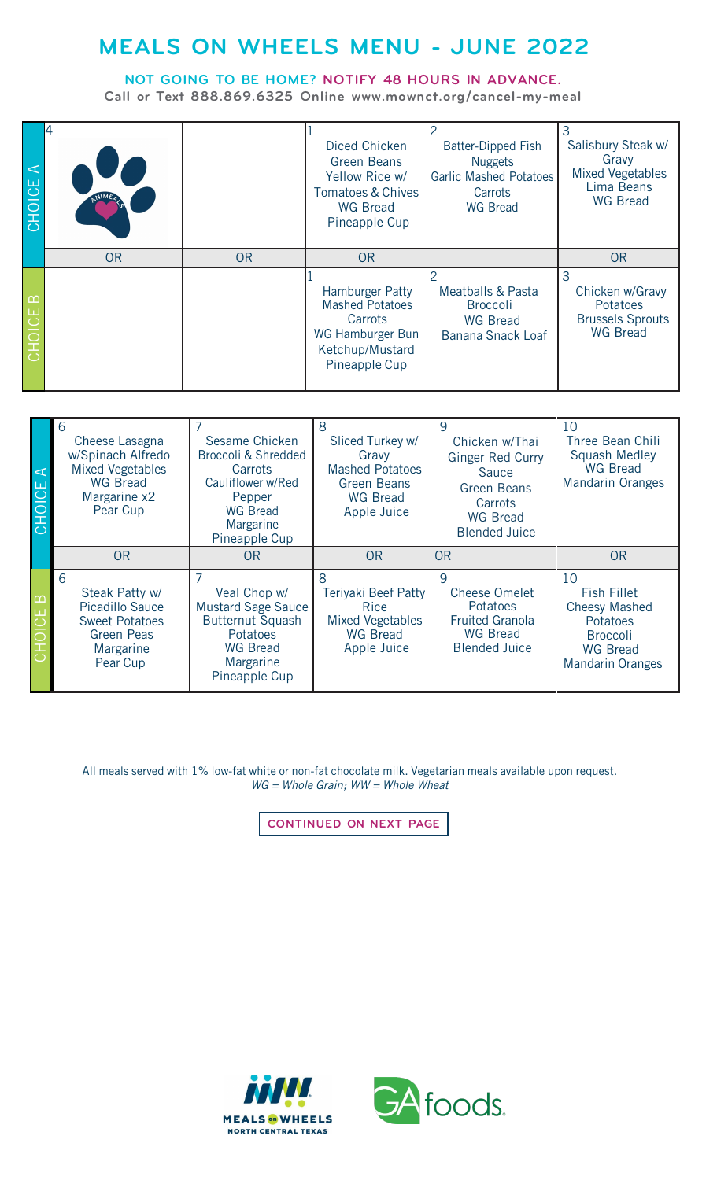# MEALS ON WHEELS MENU - JUNE 2022

**NOT GOING TO BE HOME? NOTIFY 48 HOURS IN ADVANCE.**

Call or Text 888.869.6325 Online www.mownct.org/cancel-my-meal

| | | | | | |
|---|---|---|---|---|---|
| CHOICE A | 4 ANIMEALS | | 1 Diced Chicken Green Beans Yellow Rice w/ Tomatoes & Chives WG Bread Pineapple Cup | 2 Batter-Dipped Fish Nuggets Garlic Mashed Potatoes Carrots WG Bread | 3 Salisbury Steak w/ Gravy Mixed Vegetables Lima Beans WG Bread |
| | OR | OR | OR | | OR |
| CHOICE B | | | 1 Hamburger Patty Mashed Potatoes Carrots WG Hamburger Bun Ketchup/Mustard Pineapple Cup | 2 Meatballs & Pasta Broccoli WG Bread Banana Snack Loaf | 3 Chicken w/Gravy Potatoes Brussels Sprouts WG Bread |

| | | | | | |
|---|---|---|---|---|---|
| CHOICE A | 6 Cheese Lasagna w/Spinach Alfredo Mixed Vegetables WG Bread Margarine x2 Pear Cup | 7 Sesame Chicken Broccoli & Shredded Carrots Cauliflower w/Red Pepper WG Bread Margarine Pineapple Cup | 8 Sliced Turkey w/ Gravy Mashed Potatoes Green Beans WG Bread Apple Juice | 9 Chicken w/Thai Ginger Red Curry Sauce Green Beans Carrots WG Bread Blended Juice | 10 Three Bean Chili Squash Medley WG Bread Mandarin Oranges |
| | OR | OR | OR | OR | OR |
| CHOICE B | 6 Steak Patty w/ Picadillo Sauce Sweet Potatoes Green Peas Margarine Pear Cup | 7 Veal Chop w/ Mustard Sage Sauce Butternut Squash Potatoes WG Bread Margarine Pineapple Cup | 8 Teriyaki Beef Patty Rice Mixed Vegetables WG Bread Apple Juice | 9 Cheese Omelet Potatoes Fruited Granola WG Bread Blended Juice | 10 Fish Fillet Cheesy Mashed Potatoes Broccoli WG Bread Mandarin Oranges |

All meals served with 1% low-fat white or non-fat chocolate milk. Vegetarian meals available upon request.
*WG = Whole Grain; WW = Whole Wheat*

CONTINUED ON NEXT PAGE

MEALS on WHEELS NORTH CENTRAL TEXAS

GA foods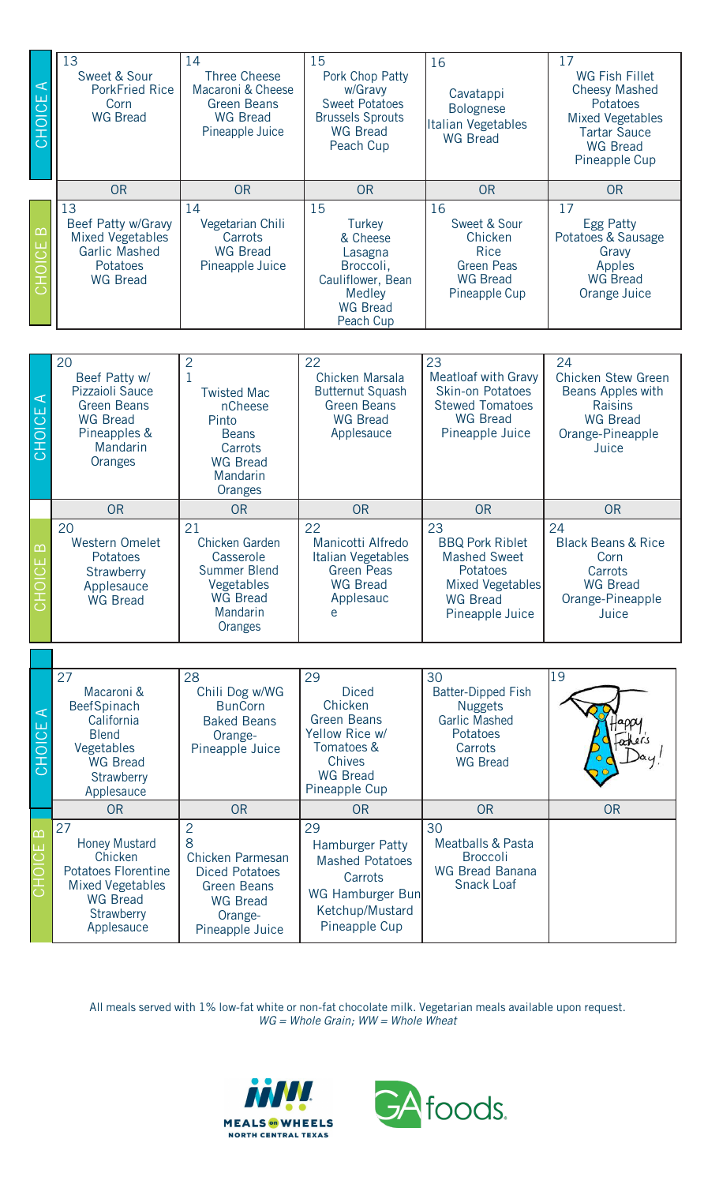| | 13 | 14 | 15 | 16 | 17 |
|---|---|---|---|---|---|
| CHOICE A | Sweet & Sour PorkFried Rice Corn WG Bread | Three Cheese Macaroni & Cheese Green Beans WG Bread Pineapple Juice | Pork Chop Patty w/Gravy Sweet Potatoes Brussels Sprouts WG Bread Peach Cup | Cavatappi Bolognese Italian Vegetables WG Bread | WG Fish Fillet Cheesy Mashed Potatoes Mixed Vegetables Tartar Sauce WG Bread Pineapple Cup |
| | OR | OR | OR | OR | OR |
| CHOICE B | 13 Beef Patty w/Gravy Mixed Vegetables Garlic Mashed Potatoes WG Bread | 14 Vegetarian Chili Carrots WG Bread Pineapple Juice | 15 Turkey & Cheese Lasagna Broccoli, Cauliflower, Bean Medley WG Bread Peach Cup | 16 Sweet & Sour Chicken Rice Green Peas WG Bread Pineapple Cup | 17 Egg Patty Potatoes & Sausage Gravy Apples WG Bread Orange Juice |

| | 20 | 21 | 22 | 23 | 24 |
|---|---|---|---|---|---|
| CHOICE A | Beef Patty w/ Pizzaioli Sauce Green Beans WG Bread Pineapples & Mandarin Oranges | Twisted Mac nCheese Pinto Beans Carrots WG Bread Mandarin Oranges | Chicken Marsala Butternut Squash Green Beans WG Bread Applesauce | Meatloaf with Gravy Skin-on Potatoes Stewed Tomatoes WG Bread Pineapple Juice | Chicken Stew Green Beans Apples with Raisins WG Bread Orange-Pineapple Juice |
| | OR | OR | OR | OR | OR |
| CHOICE B | 20 Western Omelet Potatoes Strawberry Applesauce WG Bread | 21 Chicken Garden Casserole Summer Blend Vegetables WG Bread Mandarin Oranges | 22 Manicotti Alfredo Italian Vegetables Green Peas WG Bread Applesauce | 23 BBQ Pork Riblet Mashed Sweet Potatoes Mixed Vegetables WG Bread Pineapple Juice | 24 Black Beans & Rice Corn Carrots WG Bread Orange-Pineapple Juice |

| | 27 | 28 | 29 | 30 | 19 |
|---|---|---|---|---|---|
| CHOICE A | Macaroni & BeefSpinach California Blend Vegetables WG Bread Strawberry Applesauce | Chili Dog w/WG BunCorn Baked Beans Orange-Pineapple Juice | Diced Chicken Green Beans Yellow Rice w/ Tomatoes & Chives WG Bread Pineapple Cup | Batter-Dipped Fish Nuggets Garlic Mashed Potatoes Carrots WG Bread | Happy Father's Day! |
| | OR | OR | OR | OR | OR |
| CHOICE B | 27 Honey Mustard Chicken Potatoes Florentine Mixed Vegetables WG Bread Strawberry Applesauce | 28 Chicken Parmesan Diced Potatoes Green Beans WG Bread Orange-Pineapple Juice | 29 Hamburger Patty Mashed Potatoes Carrots WG Hamburger Bun Ketchup/Mustard Pineapple Cup | 30 Meatballs & Pasta Broccoli WG Bread Banana Snack Loaf | |

All meals served with 1% low-fat white or non-fat chocolate milk. Vegetarian meals available upon request.
*WG = Whole Grain; WW = Whole Wheat*

MEALS on WHEELS NORTH CENTRAL TEXAS

GA foods